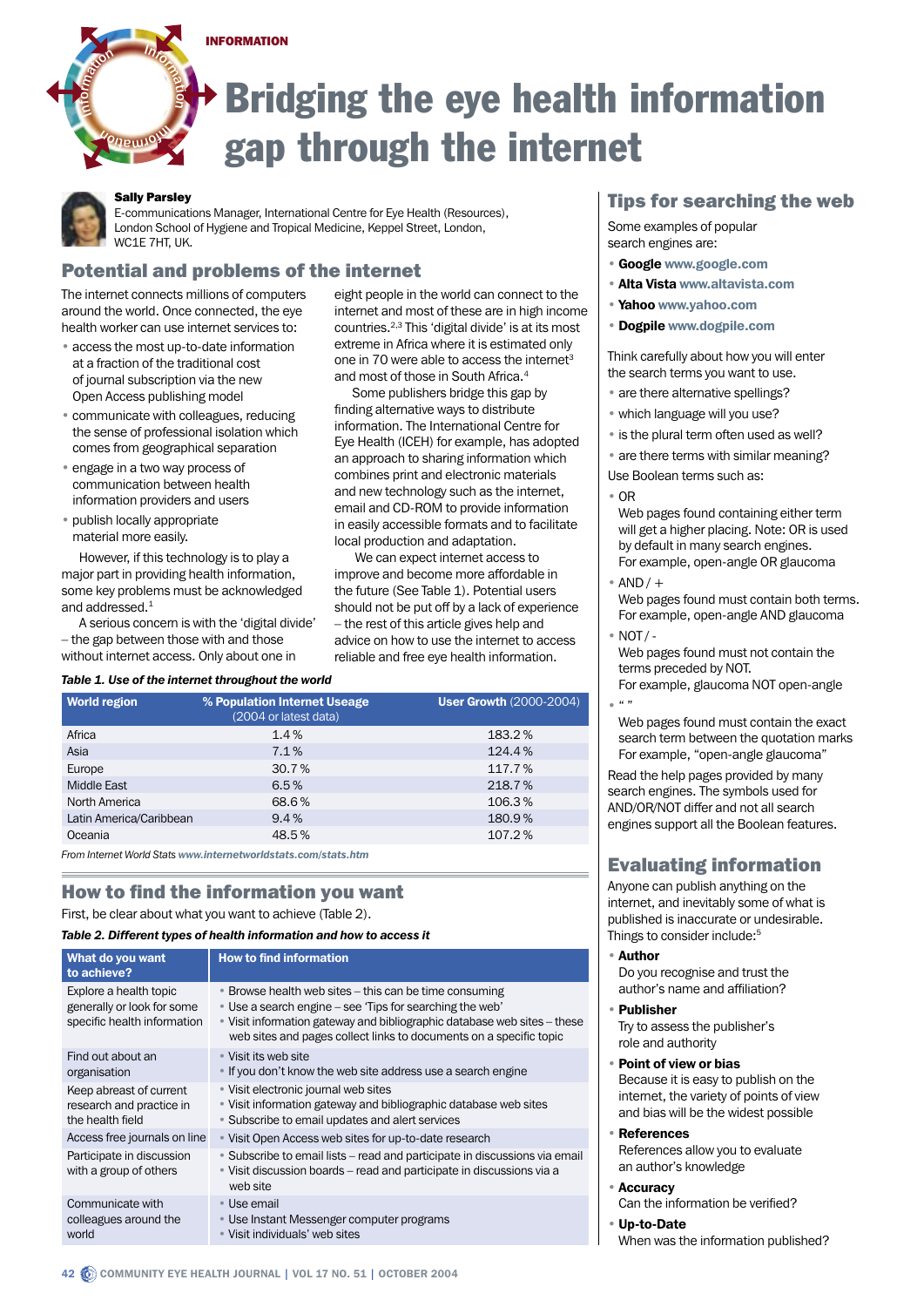INFORMATION

# Bridging the eye health information gap through the internet

**Sally Parsley**
E-communications Manager, International Centre for Eye Health (Resources), London School of Hygiene and Tropical Medicine, Keppel Street, London, WC1E 7HT, UK.

## Potential and problems of the internet

The internet connects millions of computers around the world. Once connected, the eye health worker can use internet services to:

- access the most up-to-date information at a fraction of the traditional cost of journal subscription via the new Open Access publishing model
- communicate with colleagues, reducing the sense of professional isolation which comes from geographical separation
- engage in a two way process of communication between health information providers and users
- publish locally appropriate material more easily.

However, if this technology is to play a major part in providing health information, some key problems must be acknowledged and addressed.[1]

A serious concern is with the 'digital divide' – the gap between those with and those without internet access. Only about one in eight people in the world can connect to the internet and most of these are in high income countries.[2,3] This 'digital divide' is at its most extreme in Africa where it is estimated only one in 70 were able to access the internet[3] and most of those in South Africa.[4]

Some publishers bridge this gap by finding alternative ways to distribute information. The International Centre for Eye Health (ICEH) for example, has adopted an approach to sharing information which combines print and electronic materials and new technology such as the internet, email and CD-ROM to provide information in easily accessible formats and to facilitate local production and adaptation.

We can expect internet access to improve and become more affordable in the future (See Table 1). Potential users should not be put off by a lack of experience – the rest of this article gives help and advice on how to use the internet to access reliable and free eye health information.

*Table 1. Use of the internet throughout the world*

| World region | % Population Internet Usage (2004 or latest data) | User Growth (2000-2004) |
|---|---|---|
| Africa | 1.4 % | 183.2 % |
| Asia | 7.1 % | 124.4 % |
| Europe | 30.7 % | 117.7 % |
| Middle East | 6.5 % | 218.7 % |
| North America | 68.6 % | 106.3 % |
| Latin America/Caribbean | 9.4 % | 180.9 % |
| Oceania | 48.5 % | 107.2 % |

*From Internet World Stats www.internetworldstats.com/stats.htm*

## How to find the information you want

First, be clear about what you want to achieve (Table 2).

*Table 2. Different types of health information and how to access it*

| What do you want to achieve? | How to find information |
|---|---|
| Explore a health topic generally or look for some specific health information | • Browse health web sites – this can be time consuming<br>• Use a search engine – see 'Tips for searching the web'<br>• Visit information gateway and bibliographic database web sites – these web sites and pages collect links to documents on a specific topic |
| Find out about an organisation | • Visit its web site<br>• If you don't know the web site address use a search engine |
| Keep abreast of current research and practice in the health field | • Visit electronic journal web sites<br>• Visit information gateway and bibliographic database web sites<br>• Subscribe to email updates and alert services |
| Access free journals on line | • Visit Open Access web sites for up-to-date research |
| Participate in discussion with a group of others | • Subscribe to email lists – read and participate in discussions via email<br>• Visit discussion boards – read and participate in discussions via a web site |
| Communicate with colleagues around the world | • Use email<br>• Use Instant Messenger computer programs<br>• Visit individuals' web sites |

## Tips for searching the web

Some examples of popular search engines are:

- **Google** www.google.com
- **Alta Vista** www.altavista.com
- **Yahoo** www.yahoo.com
- **Dogpile** www.dogpile.com

Think carefully about how you will enter the search terms you want to use.

- are there alternative spellings?
- which language will you use?
- is the plural term often used as well?
- are there terms with similar meaning?

Use Boolean terms such as:

- OR
  Web pages found containing either term will get a higher placing. Note: OR is used by default in many search engines.
  For example, open-angle OR glaucoma
- AND / +
  Web pages found must contain both terms.
  For example, open-angle AND glaucoma
- NOT / -
  Web pages found must not contain the terms preceded by NOT.
  For example, glaucoma NOT open-angle
- " "
  Web pages found must contain the exact search term between the quotation marks
  For example, "open-angle glaucoma"

Read the help pages provided by many search engines. The symbols used for AND/OR/NOT differ and not all search engines support all the Boolean features.

## Evaluating information

Anyone can publish anything on the internet, and inevitably some of what is published is inaccurate or undesirable. Things to consider include:[5]

- **Author**
  Do you recognise and trust the author's name and affiliation?
- **Publisher**
  Try to assess the publisher's role and authority
- **Point of view or bias**
  Because it is easy to publish on the internet, the variety of points of view and bias will be the widest possible
- **References**
  References allow you to evaluate an author's knowledge
- **Accuracy**
  Can the information be verified?
- **Up-to-Date**
  When was the information published?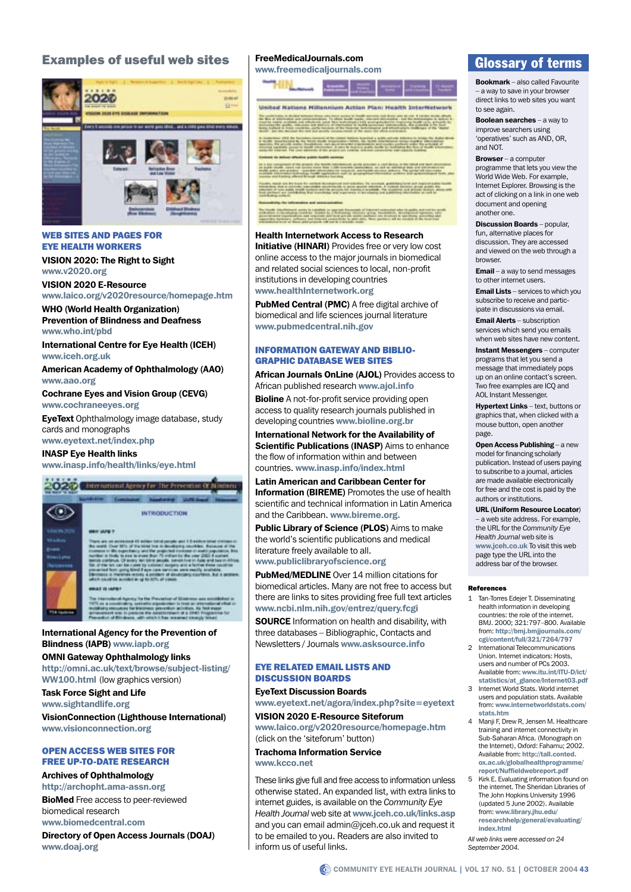## Examples of useful web sites

### WEB SITES AND PAGES FOR EYE HEALTH WORKERS

**VISION 2020: The Right to Sight**
www.v2020.org

**VISION 2020 E-Resource**
www.laico.org/v2020resource/homepage.htm

**WHO (World Health Organization) Prevention of Blindness and Deafness**
www.who.int/pbd

**International Centre for Eye Health (ICEH)**
www.iceh.org.uk

**American Academy of Ophthalmology (AAO)**
www.aao.org

**Cochrane Eyes and Vision Group (CEVG)**
www.cochraneeyes.org

**EyeText** Ophthalmology image database, study cards and monographs
www.eyetext.net/index.php

**INASP Eye Health links**
www.inasp.info/health/links/eye.html

**International Agency for the Prevention of Blindness (IAPB)** www.iapb.org

**OMNI Gateway Ophthalmology links**
http://omni.ac.uk/text/browse/subject-listing/WW100.html (low graphics version)

**Task Force Sight and Life**
www.sightandlife.org

**VisionConnection (Lighthouse International)**
www.visionconnection.org

### OPEN ACCESS WEB SITES FOR FREE UP-TO-DATE RESEARCH

**Archives of Ophthalmology**
http://archopht.ama-assn.org

**BioMed** Free access to peer-reviewed biomedical research
www.biomedcentral.com

**Directory of Open Access Journals (DOAJ)**
www.doaj.org

**FreeMedicalJournals.com**
www.freemedicaljournals.com

**Health Internetwork Access to Research Initiative (HINARI)** Provides free or very low cost online access to the major journals in biomedical and related social sciences to local, non-profit institutions in developing countries
www.healthInternetwork.org

**PubMed Central (PMC)** A free digital archive of biomedical and life sciences journal literature
www.pubmedcentral.nih.gov

### INFORMATION GATEWAY AND BIBLIOGRAPHIC DATABASE WEB SITES

**African Journals OnLine (AJOL)** Provides access to African published research www.ajol.info

**Bioline** A not-for-profit service providing open access to quality research journals published in developing countries www.bioline.org.br

**International Network for the Availability of Scientific Publications (INASP)** Aims to enhance the flow of information within and between countries. www.inasp.info/index.html

**Latin American and Caribbean Center for Information (BIREME)** Promotes the use of health scientific and technical information in Latin America and the Caribbean. www.bireme.org.

**Public Library of Science (PLOS)** Aims to make the world's scientific publications and medical literature freely available to all.
www.publiclibraryofscience.org

**PubMed/MEDLINE** Over 14 million citations for biomedical articles. Many are not free to access but there are links to sites providing free full text articles
www.ncbi.nlm.nih.gov/entrez/query.fcgi

**SOURCE** Information on health and disability, with three databases – Bibliographic, Contacts and Newsletters / Journals www.asksource.info

### EYE RELATED EMAIL LISTS AND DISCUSSION BOARDS

**EyeText Discussion Boards**
www.eyetext.net/agora/index.php?site=eyetext

**VISION 2020 E-Resource Siteforum**
www.laico.org/v2020resource/homepage.htm (click on the 'siteforum' button)

**Trachoma Information Service**
www.kcco.net

These links give full and free access to information unless otherwise stated. An expanded list, with extra links to internet guides, is available on the *Community Eye Health Journal* web site at www.jceh.co.uk/links.asp and you can email admin@jceh.co.uk and request it to be emailed to you. Readers are also invited to inform us of useful links.

## Glossary of terms

**Bookmark** – also called Favourite – a way to save in your browser direct links to web sites you want to see again.

**Boolean searches** – a way to improve searchers using 'operatives' such as AND, OR, and NOT.

**Browser** – a computer programme that lets you view the World Wide Web. For example, Internet Explorer. Browsing is the act of clicking on a link in one web document and opening another one.

**Discussion Boards** – popular, fun, alternative places for discussion. They are accessed and viewed on the web through a browser.

**Email** – a way to send messages to other internet users.

**Email Lists** – services to which you subscribe to receive and participate in discussions via email.

**Email Alerts** – subscription services which send you emails when web sites have new content.

**Instant Messengers** – computer programs that let you send a message that immediately pops up on an online contact's screen. Two free examples are ICQ and AOL Instant Messenger.

**Hypertext Links** – text, buttons or graphics that, when clicked with a mouse button, open another page.

**Open Access Publishing** – a new model for financing scholarly publication. Instead of users paying to subscribe to a journal, articles are made available electronically for free and the cost is paid by the authors or institutions.

**URL (Uniform Resource Locator)** – a web site address. For example, the URL for the *Community Eye Health Journal* web site is www.jceh.co.uk To visit this web page type the URL into the address bar of the browser.

### References

1. Tan-Torres Edejer T. Disseminating health information in developing countries: the role of the internet. BMJ. 2000; 321:797–800. Available from: http://bmj.bmjjournals.com/cgi/content/full/321/7264/797
2. International Telecommunications Union. Internet indicators: Hosts, users and number of PCs 2003. Available from: www.itu.int/ITU-D/ict/statistics/at_glance/Internet03.pdf
3. Internet World Stats. World internet users and population stats. Available from: www.internetworldstats.com/stats.htm
4. Manji F, Drew R, Jensen M. Healthcare training and internet connectivity in Sub-Saharan Africa. (Monograph on the Internet), Oxford: Fahamu; 2002. Available from: http://tall.conted.ox.ac.uk/globalhealthprogramme/report/Nuffieldwebreport.pdf
5. Kirk E. Evaluating information found on the internet. The Sheridan Libraries of The John Hopkins University 1996 (updated 5 June 2002). Available from: www.library.jhu.edu/researchhelp/general/evaluating/index.html

*All web links were accessed on 24 September 2004.*